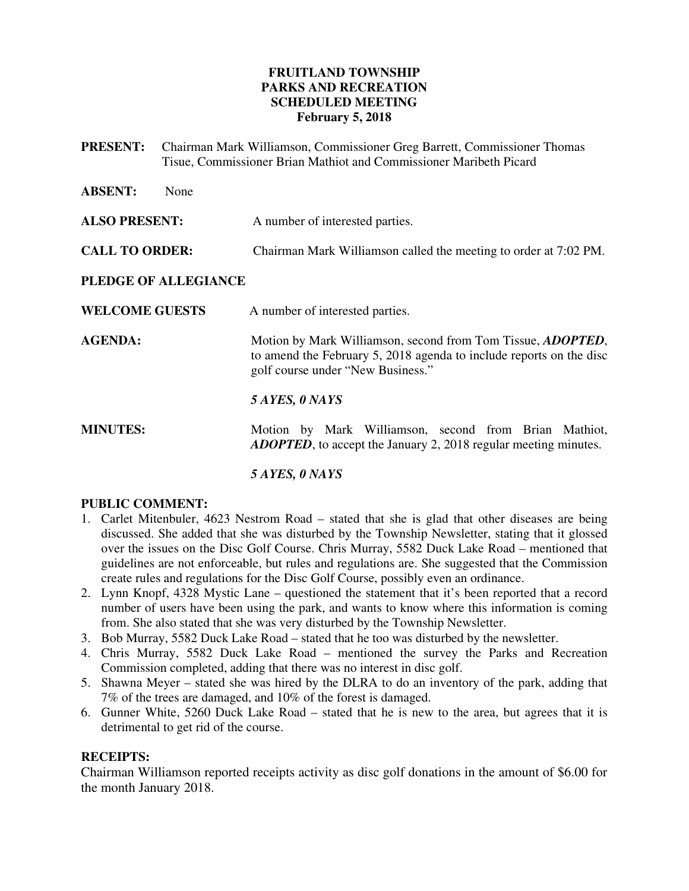**FRUITLAND TOWNSHIP**
**PARKS AND RECREATION**
**SCHEDULED MEETING**
**February 5, 2018**

**PRESENT:** Chairman Mark Williamson, Commissioner Greg Barrett, Commissioner Thomas Tisue, Commissioner Brian Mathiot and Commissioner Maribeth Picard

**ABSENT:** None

**ALSO PRESENT:** A number of interested parties.

**CALL TO ORDER:** Chairman Mark Williamson called the meeting to order at 7:02 PM.

**PLEDGE OF ALLEGIANCE**

**WELCOME GUESTS** A number of interested parties.

**AGENDA:** Motion by Mark Williamson, second from Tom Tissue, ***ADOPTED***, to amend the February 5, 2018 agenda to include reports on the disc golf course under "New Business."

***5 AYES, 0 NAYS***

**MINUTES:** Motion by Mark Williamson, second from Brian Mathiot, ***ADOPTED***, to accept the January 2, 2018 regular meeting minutes.

***5 AYES, 0 NAYS***

**PUBLIC COMMENT:**

1. Carlet Mitenbuler, 4623 Nestrom Road – stated that she is glad that other diseases are being discussed. She added that she was disturbed by the Township Newsletter, stating that it glossed over the issues on the Disc Golf Course. Chris Murray, 5582 Duck Lake Road – mentioned that guidelines are not enforceable, but rules and regulations are. She suggested that the Commission create rules and regulations for the Disc Golf Course, possibly even an ordinance.
2. Lynn Knopf, 4328 Mystic Lane – questioned the statement that it's been reported that a record number of users have been using the park, and wants to know where this information is coming from. She also stated that she was very disturbed by the Township Newsletter.
3. Bob Murray, 5582 Duck Lake Road – stated that he too was disturbed by the newsletter.
4. Chris Murray, 5582 Duck Lake Road – mentioned the survey the Parks and Recreation Commission completed, adding that there was no interest in disc golf.
5. Shawna Meyer – stated she was hired by the DLRA to do an inventory of the park, adding that 7% of the trees are damaged, and 10% of the forest is damaged.
6. Gunner White, 5260 Duck Lake Road – stated that he is new to the area, but agrees that it is detrimental to get rid of the course.

**RECEIPTS:**

Chairman Williamson reported receipts activity as disc golf donations in the amount of $6.00 for the month January 2018.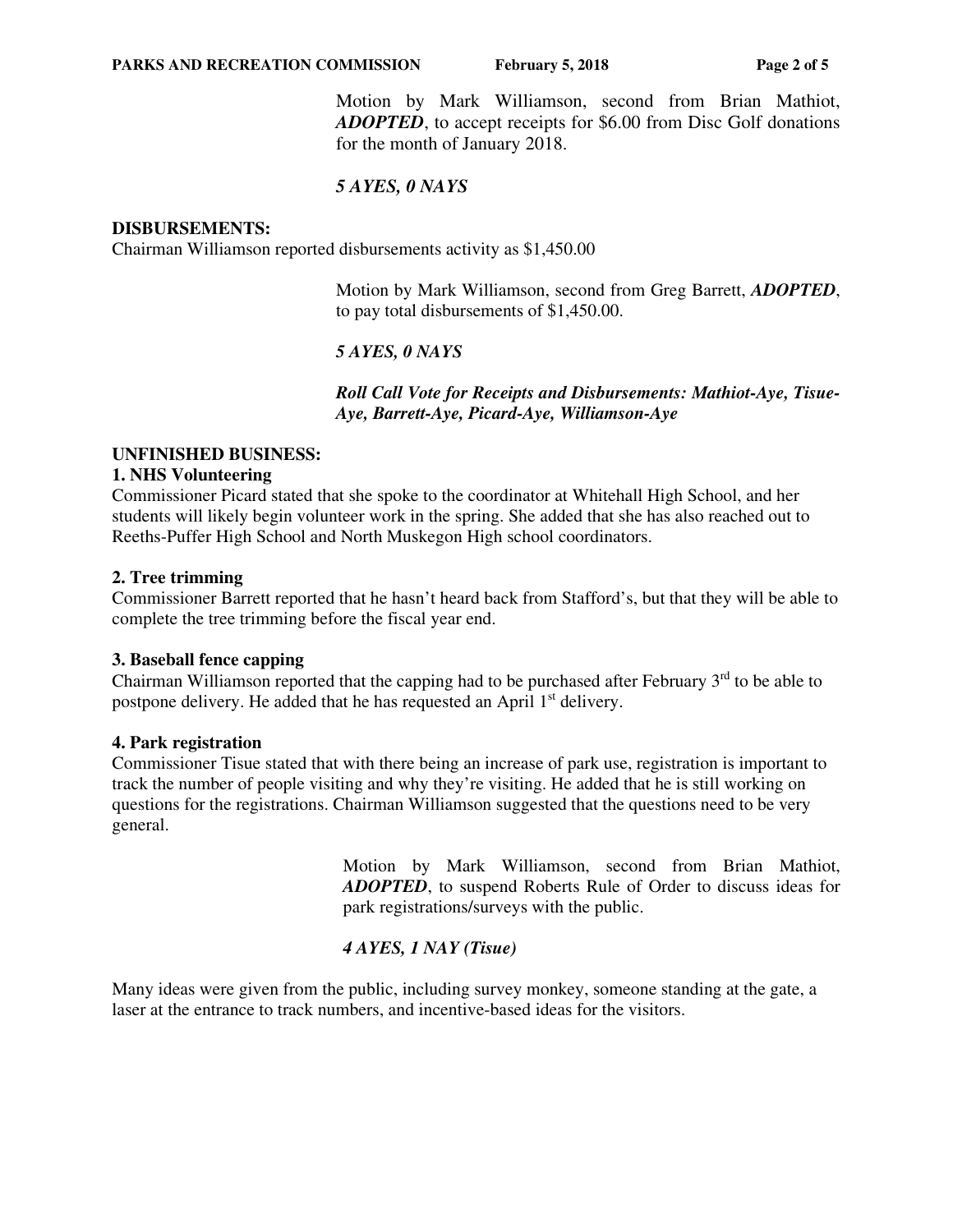Motion by Mark Williamson, second from Brian Mathiot, ***ADOPTED***, to accept receipts for $6.00 from Disc Golf donations for the month of January 2018.

***5 AYES, 0 NAYS***

**DISBURSEMENTS:**

Chairman Williamson reported disbursements activity as $1,450.00

Motion by Mark Williamson, second from Greg Barrett, ***ADOPTED***, to pay total disbursements of $1,450.00.

***5 AYES, 0 NAYS***

***Roll Call Vote for Receipts and Disbursements: Mathiot-Aye, Tisue-Aye, Barrett-Aye, Picard-Aye, Williamson-Aye***

**UNFINISHED BUSINESS:**

**1. NHS Volunteering**

Commissioner Picard stated that she spoke to the coordinator at Whitehall High School, and her students will likely begin volunteer work in the spring. She added that she has also reached out to Reeths-Puffer High School and North Muskegon High school coordinators.

**2. Tree trimming**

Commissioner Barrett reported that he hasn't heard back from Stafford's, but that they will be able to complete the tree trimming before the fiscal year end.

**3. Baseball fence capping**

Chairman Williamson reported that the capping had to be purchased after February 3rd to be able to postpone delivery. He added that he has requested an April 1st delivery.

**4. Park registration**

Commissioner Tisue stated that with there being an increase of park use, registration is important to track the number of people visiting and why they're visiting. He added that he is still working on questions for the registrations. Chairman Williamson suggested that the questions need to be very general.

Motion by Mark Williamson, second from Brian Mathiot, ***ADOPTED***, to suspend Roberts Rule of Order to discuss ideas for park registrations/surveys with the public.

***4 AYES, 1 NAY (Tisue)***

Many ideas were given from the public, including survey monkey, someone standing at the gate, a laser at the entrance to track numbers, and incentive-based ideas for the visitors.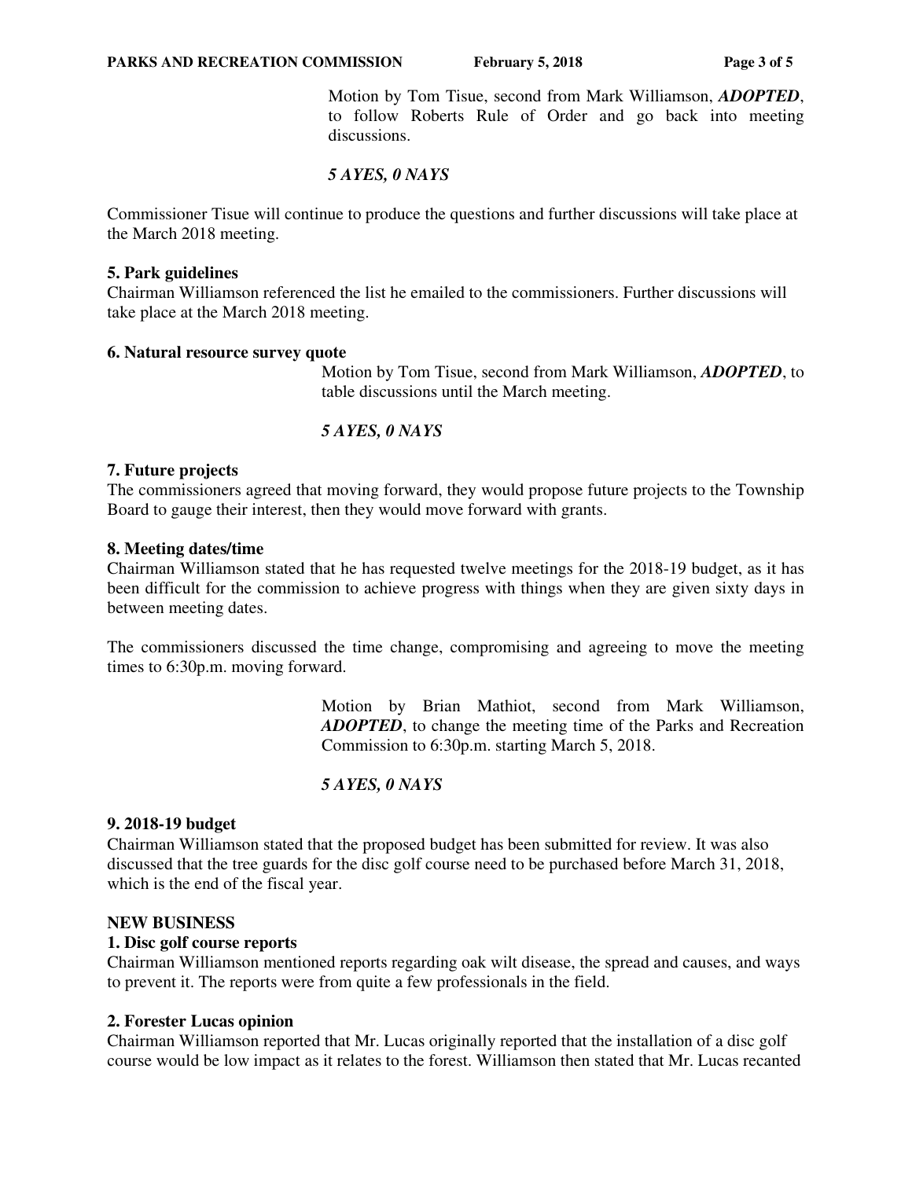Motion by Tom Tisue, second from Mark Williamson, ***ADOPTED***, to follow Roberts Rule of Order and go back into meeting discussions.

***5 AYES, 0 NAYS***

Commissioner Tisue will continue to produce the questions and further discussions will take place at the March 2018 meeting.

**5. Park guidelines**
Chairman Williamson referenced the list he emailed to the commissioners. Further discussions will take place at the March 2018 meeting.

**6. Natural resource survey quote**

Motion by Tom Tisue, second from Mark Williamson, ***ADOPTED***, to table discussions until the March meeting.

***5 AYES, 0 NAYS***

**7. Future projects**
The commissioners agreed that moving forward, they would propose future projects to the Township Board to gauge their interest, then they would move forward with grants.

**8. Meeting dates/time**
Chairman Williamson stated that he has requested twelve meetings for the 2018-19 budget, as it has been difficult for the commission to achieve progress with things when they are given sixty days in between meeting dates.

The commissioners discussed the time change, compromising and agreeing to move the meeting times to 6:30p.m. moving forward.

Motion by Brian Mathiot, second from Mark Williamson, ***ADOPTED***, to change the meeting time of the Parks and Recreation Commission to 6:30p.m. starting March 5, 2018.

***5 AYES, 0 NAYS***

**9. 2018-19 budget**
Chairman Williamson stated that the proposed budget has been submitted for review. It was also discussed that the tree guards for the disc golf course need to be purchased before March 31, 2018, which is the end of the fiscal year.

**NEW BUSINESS**

**1. Disc golf course reports**
Chairman Williamson mentioned reports regarding oak wilt disease, the spread and causes, and ways to prevent it. The reports were from quite a few professionals in the field.

**2. Forester Lucas opinion**
Chairman Williamson reported that Mr. Lucas originally reported that the installation of a disc golf course would be low impact as it relates to the forest. Williamson then stated that Mr. Lucas recanted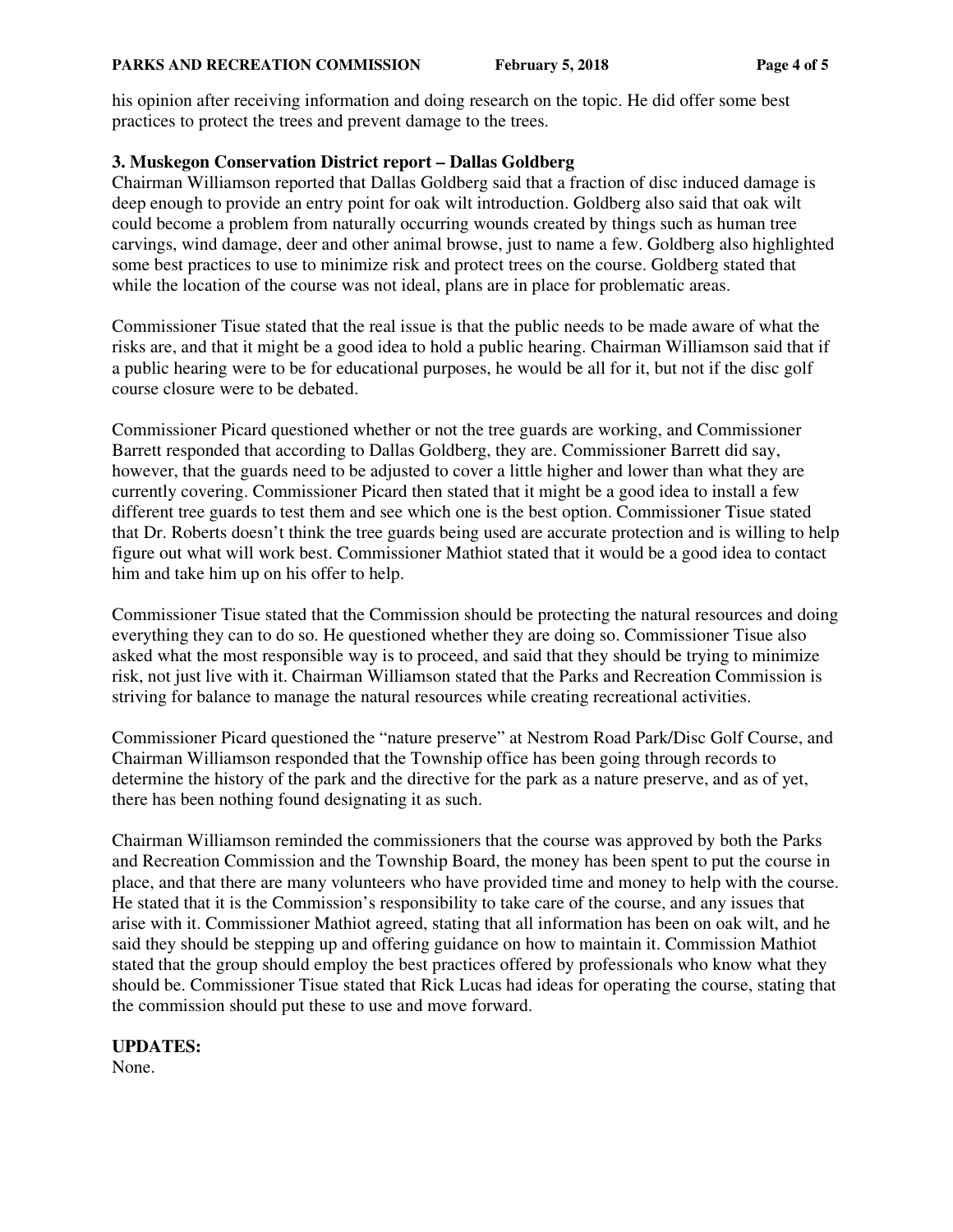his opinion after receiving information and doing research on the topic. He did offer some best practices to protect the trees and prevent damage to the trees.

**3. Muskegon Conservation District report – Dallas Goldberg**

Chairman Williamson reported that Dallas Goldberg said that a fraction of disc induced damage is deep enough to provide an entry point for oak wilt introduction. Goldberg also said that oak wilt could become a problem from naturally occurring wounds created by things such as human tree carvings, wind damage, deer and other animal browse, just to name a few. Goldberg also highlighted some best practices to use to minimize risk and protect trees on the course. Goldberg stated that while the location of the course was not ideal, plans are in place for problematic areas.

Commissioner Tisue stated that the real issue is that the public needs to be made aware of what the risks are, and that it might be a good idea to hold a public hearing. Chairman Williamson said that if a public hearing were to be for educational purposes, he would be all for it, but not if the disc golf course closure were to be debated.

Commissioner Picard questioned whether or not the tree guards are working, and Commissioner Barrett responded that according to Dallas Goldberg, they are. Commissioner Barrett did say, however, that the guards need to be adjusted to cover a little higher and lower than what they are currently covering. Commissioner Picard then stated that it might be a good idea to install a few different tree guards to test them and see which one is the best option. Commissioner Tisue stated that Dr. Roberts doesn't think the tree guards being used are accurate protection and is willing to help figure out what will work best. Commissioner Mathiot stated that it would be a good idea to contact him and take him up on his offer to help.

Commissioner Tisue stated that the Commission should be protecting the natural resources and doing everything they can to do so. He questioned whether they are doing so. Commissioner Tisue also asked what the most responsible way is to proceed, and said that they should be trying to minimize risk, not just live with it. Chairman Williamson stated that the Parks and Recreation Commission is striving for balance to manage the natural resources while creating recreational activities.

Commissioner Picard questioned the "nature preserve" at Nestrom Road Park/Disc Golf Course, and Chairman Williamson responded that the Township office has been going through records to determine the history of the park and the directive for the park as a nature preserve, and as of yet, there has been nothing found designating it as such.

Chairman Williamson reminded the commissioners that the course was approved by both the Parks and Recreation Commission and the Township Board, the money has been spent to put the course in place, and that there are many volunteers who have provided time and money to help with the course. He stated that it is the Commission's responsibility to take care of the course, and any issues that arise with it. Commissioner Mathiot agreed, stating that all information has been on oak wilt, and he said they should be stepping up and offering guidance on how to maintain it. Commission Mathiot stated that the group should employ the best practices offered by professionals who know what they should be. Commissioner Tisue stated that Rick Lucas had ideas for operating the course, stating that the commission should put these to use and move forward.

**UPDATES:**

None.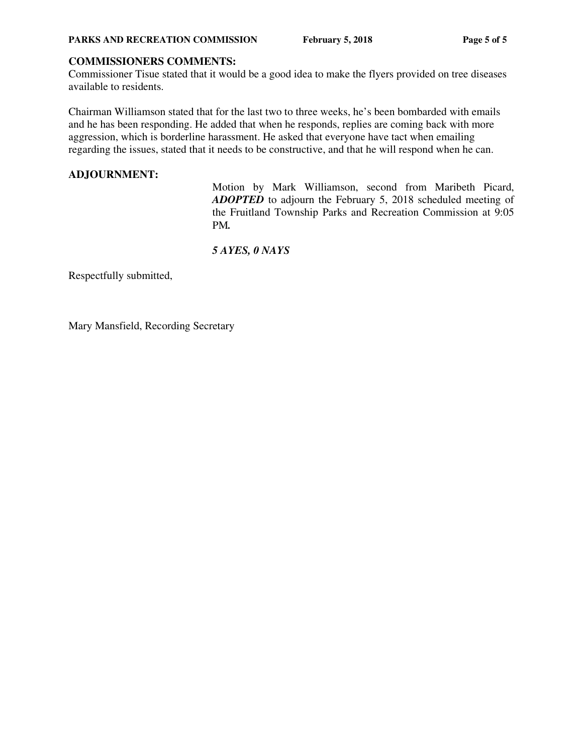## COMMISSIONERS COMMENTS:

Commissioner Tisue stated that it would be a good idea to make the flyers provided on tree diseases available to residents.

Chairman Williamson stated that for the last two to three weeks, he's been bombarded with emails and he has been responding. He added that when he responds, replies are coming back with more aggression, which is borderline harassment. He asked that everyone have tact when emailing regarding the issues, stated that it needs to be constructive, and that he will respond when he can.

## ADJOURNMENT:

Motion by Mark Williamson, second from Maribeth Picard, ***ADOPTED*** to adjourn the February 5, 2018 scheduled meeting of the Fruitland Township Parks and Recreation Commission at 9:05 PM.

***5 AYES, 0 NAYS***

Respectfully submitted,

Mary Mansfield, Recording Secretary